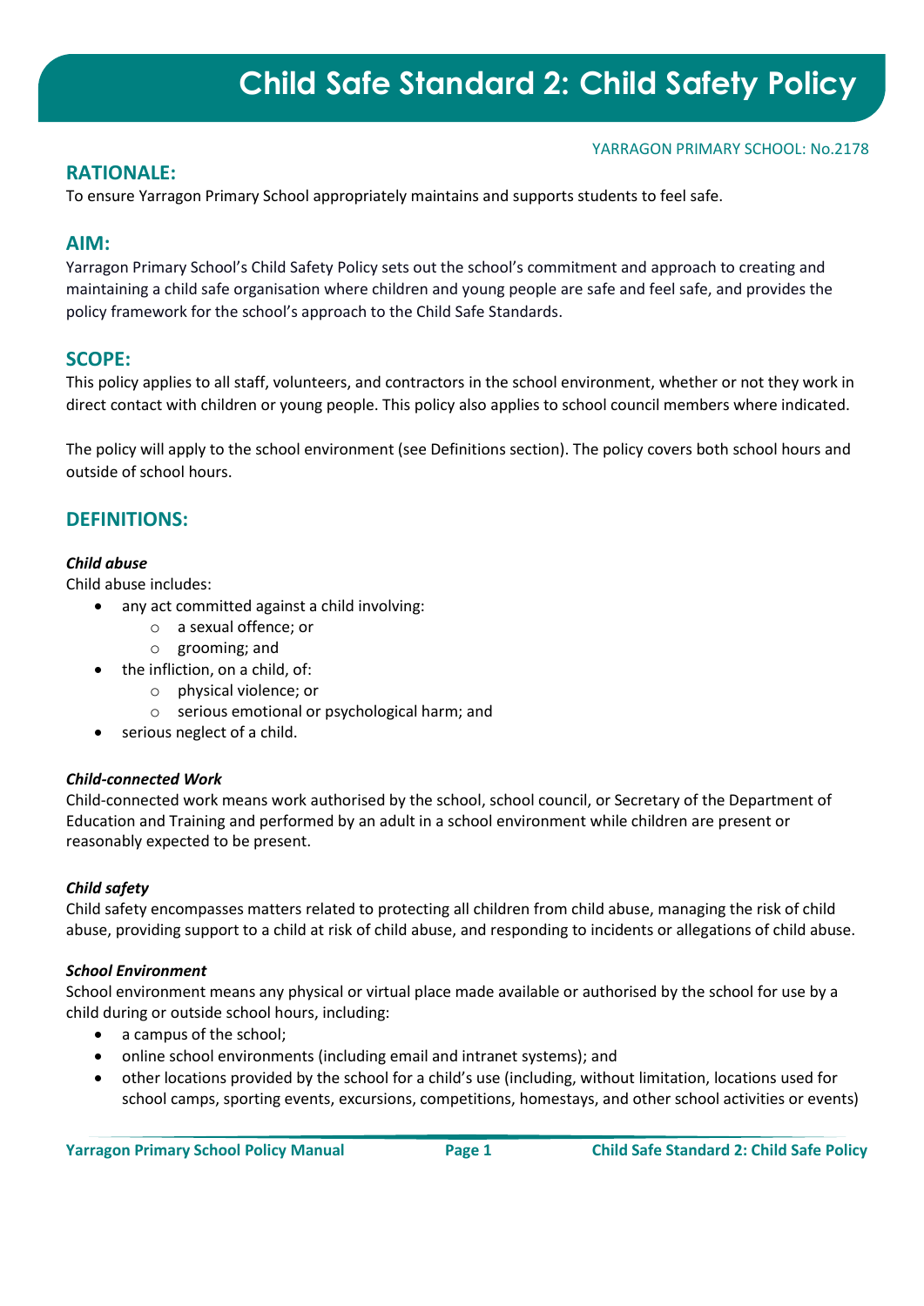# Child Safe Standard 2: Child Safety Policy

YARRAGON PRIMARY SCHOOL: No.2178

## RATIONALE:

To ensure Yarragon Primary School appropriately maintains and supports students to feel safe.

## AIM:

Yarragon Primary School's Child Safety Policy sets out the school's commitment and approach to creating and maintaining a child safe organisation where children and young people are safe and feel safe, and provides the policy framework for the school's approach to the Child Safe Standards.

## SCOPE:

This policy applies to all staff, volunteers, and contractors in the school environment, whether or not they work in direct contact with children or young people. This policy also applies to school council members where indicated.

The policy will apply to the school environment (see Definitions section). The policy covers both school hours and outside of school hours.

## DEFINITIONS:

***Child abuse***

Child abuse includes:

- any act committed against a child involving:
  - a sexual offence; or
  - grooming; and
- the infliction, on a child, of:
  - physical violence; or
  - serious emotional or psychological harm; and
- serious neglect of a child.

***Child-connected Work***

Child-connected work means work authorised by the school, school council, or Secretary of the Department of Education and Training and performed by an adult in a school environment while children are present or reasonably expected to be present.

***Child safety***

Child safety encompasses matters related to protecting all children from child abuse, managing the risk of child abuse, providing support to a child at risk of child abuse, and responding to incidents or allegations of child abuse.

***School Environment***

School environment means any physical or virtual place made available or authorised by the school for use by a child during or outside school hours, including:

- a campus of the school;
- online school environments (including email and intranet systems); and
- other locations provided by the school for a child's use (including, without limitation, locations used for school camps, sporting events, excursions, competitions, homestays, and other school activities or events)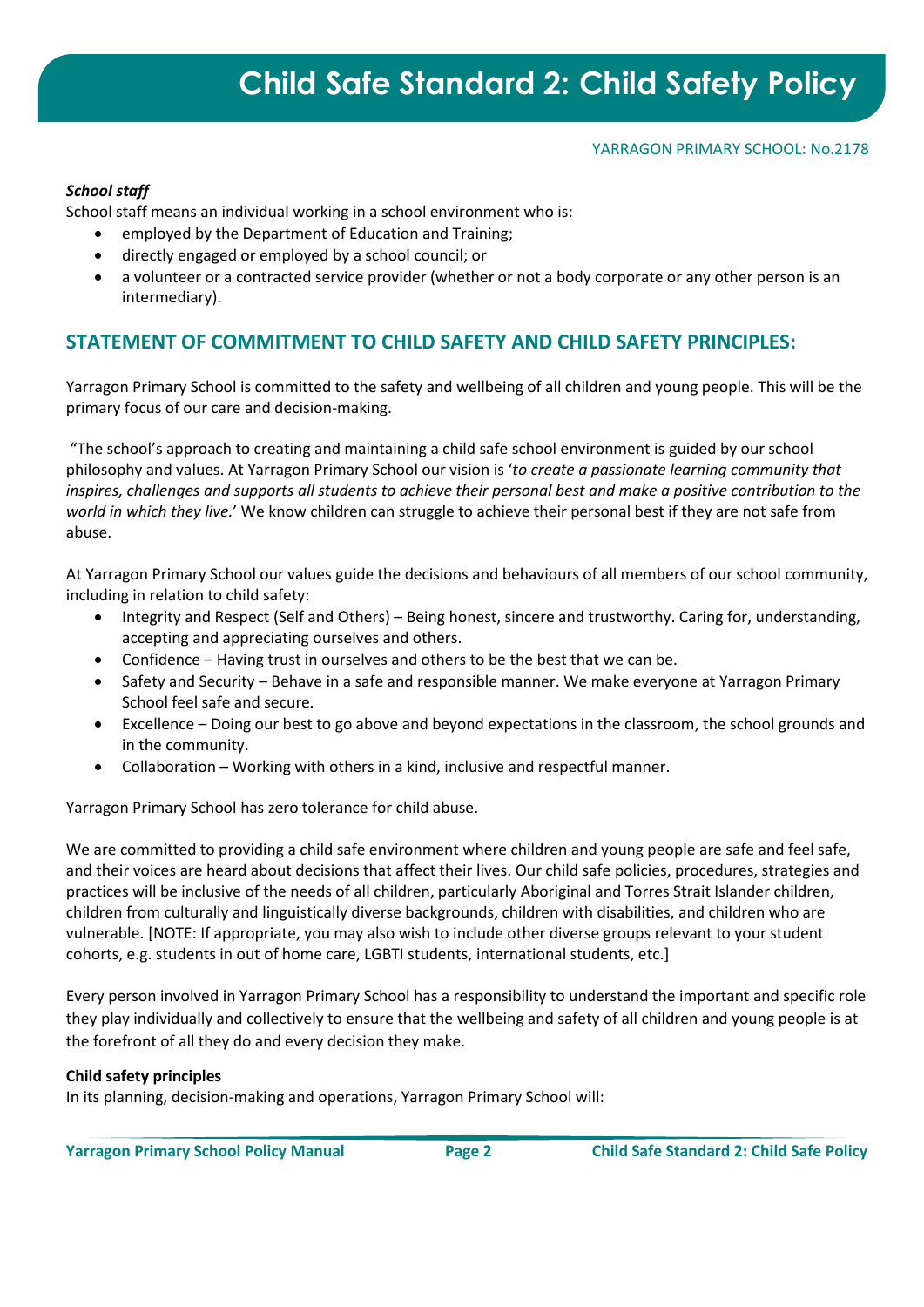### *School staff*

School staff means an individual working in a school environment who is:

- employed by the Department of Education and Training;
- directly engaged or employed by a school council; or
- a volunteer or a contracted service provider (whether or not a body corporate or any other person is an intermediary).

## STATEMENT OF COMMITMENT TO CHILD SAFETY AND CHILD SAFETY PRINCIPLES:

Yarragon Primary School is committed to the safety and wellbeing of all children and young people. This will be the primary focus of our care and decision-making.

"The school's approach to creating and maintaining a child safe school environment is guided by our school philosophy and values. At Yarragon Primary School our vision is '*to create a passionate learning community that inspires, challenges and supports all students to achieve their personal best and make a positive contribution to the world in which they live.*' We know children can struggle to achieve their personal best if they are not safe from abuse.

At Yarragon Primary School our values guide the decisions and behaviours of all members of our school community, including in relation to child safety:

- Integrity and Respect (Self and Others) – Being honest, sincere and trustworthy. Caring for, understanding, accepting and appreciating ourselves and others.
- Confidence – Having trust in ourselves and others to be the best that we can be.
- Safety and Security – Behave in a safe and responsible manner. We make everyone at Yarragon Primary School feel safe and secure.
- Excellence – Doing our best to go above and beyond expectations in the classroom, the school grounds and in the community.
- Collaboration – Working with others in a kind, inclusive and respectful manner.

Yarragon Primary School has zero tolerance for child abuse.

We are committed to providing a child safe environment where children and young people are safe and feel safe, and their voices are heard about decisions that affect their lives. Our child safe policies, procedures, strategies and practices will be inclusive of the needs of all children, particularly Aboriginal and Torres Strait Islander children, children from culturally and linguistically diverse backgrounds, children with disabilities, and children who are vulnerable. [NOTE: If appropriate, you may also wish to include other diverse groups relevant to your student cohorts, e.g. students in out of home care, LGBTI students, international students, etc.]

Every person involved in Yarragon Primary School has a responsibility to understand the important and specific role they play individually and collectively to ensure that the wellbeing and safety of all children and young people is at the forefront of all they do and every decision they make.

**Child safety principles**

In its planning, decision-making and operations, Yarragon Primary School will: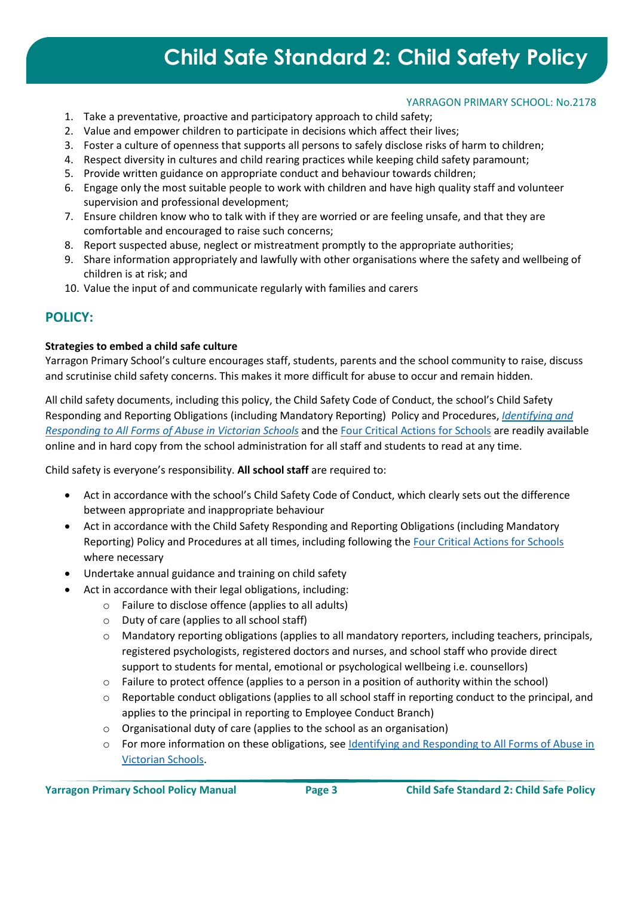1. Take a preventative, proactive and participatory approach to child safety;
2. Value and empower children to participate in decisions which affect their lives;
3. Foster a culture of openness that supports all persons to safely disclose risks of harm to children;
4. Respect diversity in cultures and child rearing practices while keeping child safety paramount;
5. Provide written guidance on appropriate conduct and behaviour towards children;
6. Engage only the most suitable people to work with children and have high quality staff and volunteer supervision and professional development;
7. Ensure children know who to talk with if they are worried or are feeling unsafe, and that they are comfortable and encouraged to raise such concerns;
8. Report suspected abuse, neglect or mistreatment promptly to the appropriate authorities;
9. Share information appropriately and lawfully with other organisations where the safety and wellbeing of children is at risk; and
10. Value the input of and communicate regularly with families and carers

## POLICY:

**Strategies to embed a child safe culture**

Yarragon Primary School's culture encourages staff, students, parents and the school community to raise, discuss and scrutinise child safety concerns. This makes it more difficult for abuse to occur and remain hidden.

All child safety documents, including this policy, the Child Safety Code of Conduct, the school's Child Safety Responding and Reporting Obligations (including Mandatory Reporting) Policy and Procedures, *Identifying and Responding to All Forms of Abuse in Victorian Schools* and the Four Critical Actions for Schools are readily available online and in hard copy from the school administration for all staff and students to read at any time.

Child safety is everyone's responsibility. **All school staff** are required to:

- Act in accordance with the school's Child Safety Code of Conduct, which clearly sets out the difference between appropriate and inappropriate behaviour
- Act in accordance with the Child Safety Responding and Reporting Obligations (including Mandatory Reporting) Policy and Procedures at all times, including following the Four Critical Actions for Schools where necessary
- Undertake annual guidance and training on child safety
- Act in accordance with their legal obligations, including:
  - Failure to disclose offence (applies to all adults)
  - Duty of care (applies to all school staff)
  - Mandatory reporting obligations (applies to all mandatory reporters, including teachers, principals, registered psychologists, registered doctors and nurses, and school staff who provide direct support to students for mental, emotional or psychological wellbeing i.e. counsellors)
  - Failure to protect offence (applies to a person in a position of authority within the school)
  - Reportable conduct obligations (applies to all school staff in reporting conduct to the principal, and applies to the principal in reporting to Employee Conduct Branch)
  - Organisational duty of care (applies to the school as an organisation)
  - For more information on these obligations, see Identifying and Responding to All Forms of Abuse in Victorian Schools.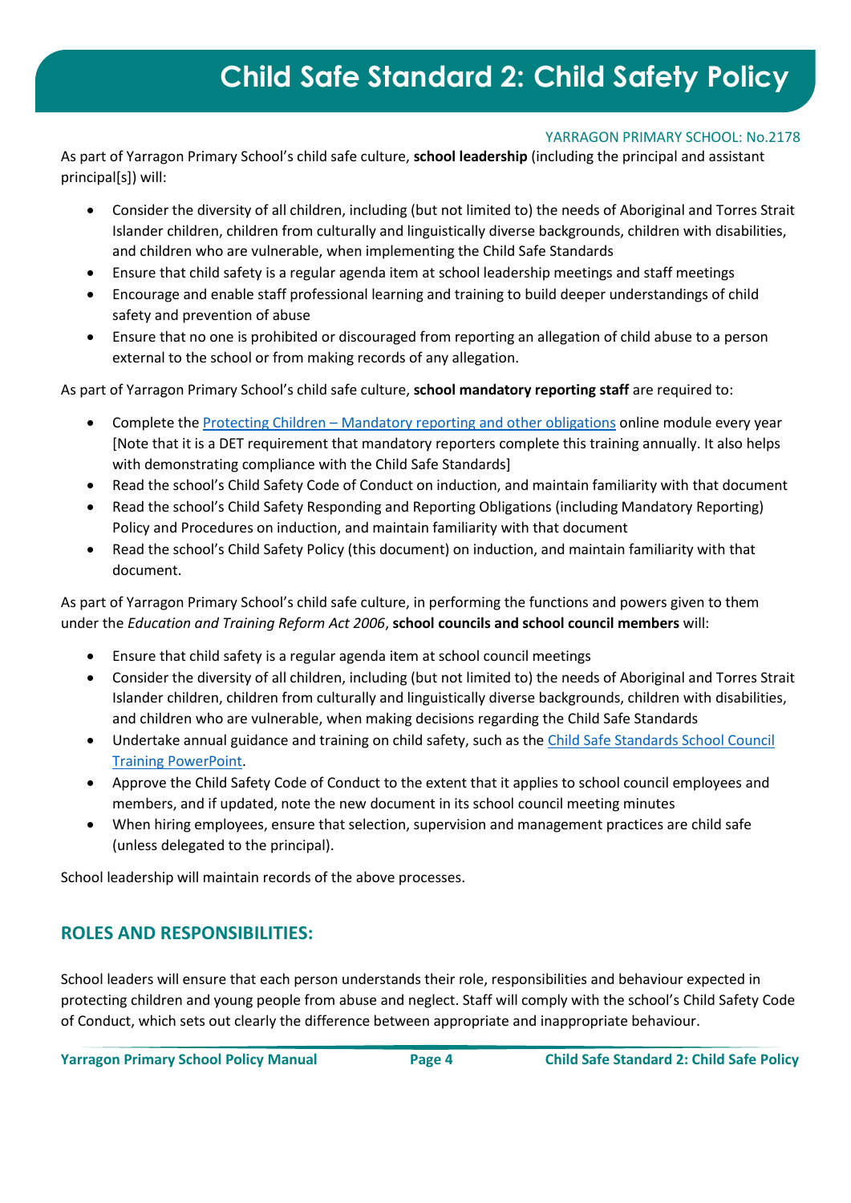As part of Yarragon Primary School's child safe culture, **school leadership** (including the principal and assistant principal[s]) will:

- Consider the diversity of all children, including (but not limited to) the needs of Aboriginal and Torres Strait Islander children, children from culturally and linguistically diverse backgrounds, children with disabilities, and children who are vulnerable, when implementing the Child Safe Standards
- Ensure that child safety is a regular agenda item at school leadership meetings and staff meetings
- Encourage and enable staff professional learning and training to build deeper understandings of child safety and prevention of abuse
- Ensure that no one is prohibited or discouraged from reporting an allegation of child abuse to a person external to the school or from making records of any allegation.

As part of Yarragon Primary School's child safe culture, **school mandatory reporting staff** are required to:

- Complete the Protecting Children – Mandatory reporting and other obligations online module every year [Note that it is a DET requirement that mandatory reporters complete this training annually. It also helps with demonstrating compliance with the Child Safe Standards]
- Read the school's Child Safety Code of Conduct on induction, and maintain familiarity with that document
- Read the school's Child Safety Responding and Reporting Obligations (including Mandatory Reporting) Policy and Procedures on induction, and maintain familiarity with that document
- Read the school's Child Safety Policy (this document) on induction, and maintain familiarity with that document.

As part of Yarragon Primary School's child safe culture, in performing the functions and powers given to them under the *Education and Training Reform Act 2006*, **school councils and school council members** will:

- Ensure that child safety is a regular agenda item at school council meetings
- Consider the diversity of all children, including (but not limited to) the needs of Aboriginal and Torres Strait Islander children, children from culturally and linguistically diverse backgrounds, children with disabilities, and children who are vulnerable, when making decisions regarding the Child Safe Standards
- Undertake annual guidance and training on child safety, such as the Child Safe Standards School Council Training PowerPoint.
- Approve the Child Safety Code of Conduct to the extent that it applies to school council employees and members, and if updated, note the new document in its school council meeting minutes
- When hiring employees, ensure that selection, supervision and management practices are child safe (unless delegated to the principal).

School leadership will maintain records of the above processes.

## ROLES AND RESPONSIBILITIES:

School leaders will ensure that each person understands their role, responsibilities and behaviour expected in protecting children and young people from abuse and neglect. Staff will comply with the school's Child Safety Code of Conduct, which sets out clearly the difference between appropriate and inappropriate behaviour.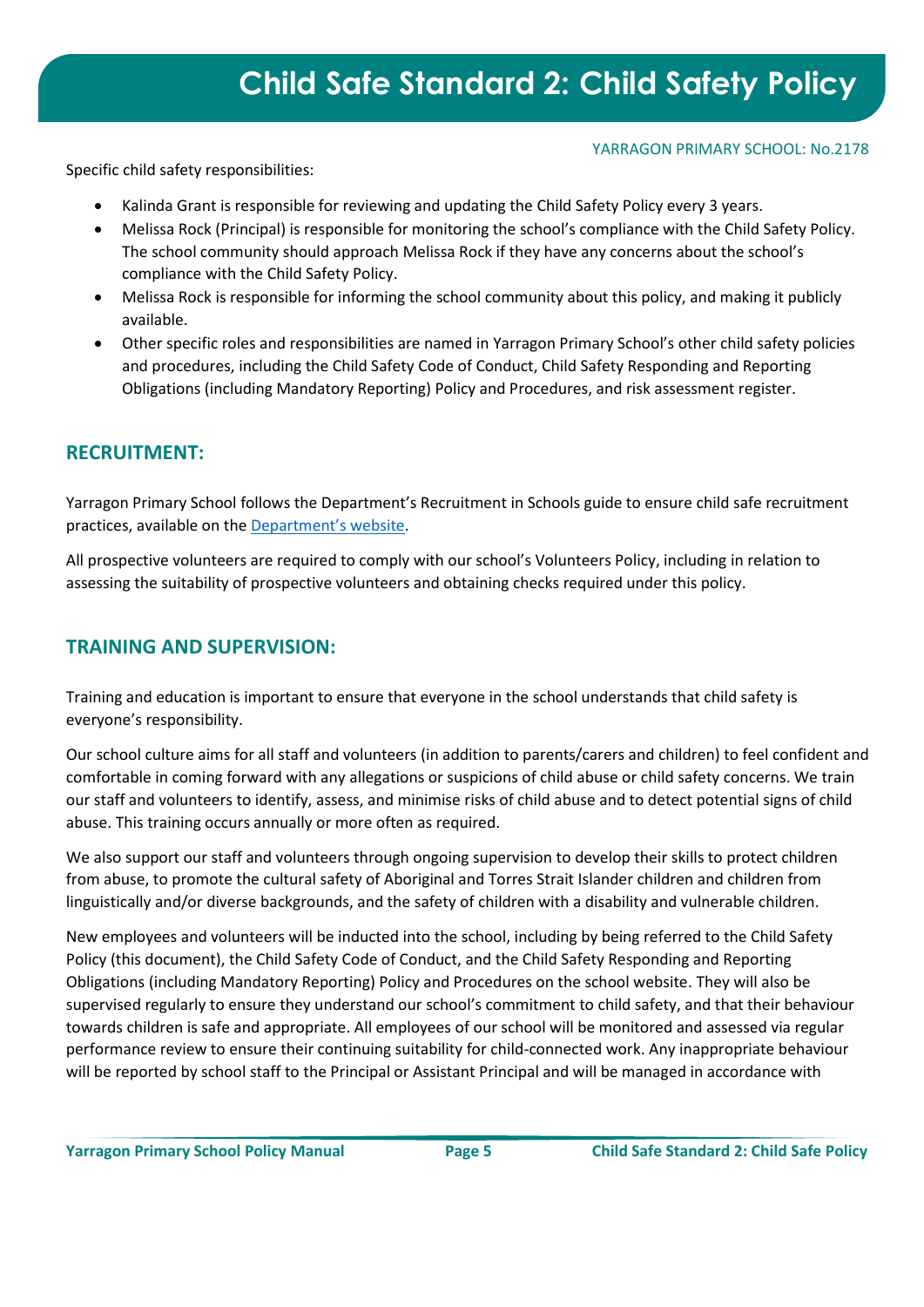Specific child safety responsibilities:

- Kalinda Grant is responsible for reviewing and updating the Child Safety Policy every 3 years.
- Melissa Rock (Principal) is responsible for monitoring the school's compliance with the Child Safety Policy. The school community should approach Melissa Rock if they have any concerns about the school's compliance with the Child Safety Policy.
- Melissa Rock is responsible for informing the school community about this policy, and making it publicly available.
- Other specific roles and responsibilities are named in Yarragon Primary School's other child safety policies and procedures, including the Child Safety Code of Conduct, Child Safety Responding and Reporting Obligations (including Mandatory Reporting) Policy and Procedures, and risk assessment register.

## RECRUITMENT:

Yarragon Primary School follows the Department's Recruitment in Schools guide to ensure child safe recruitment practices, available on the [Department's website](#).

All prospective volunteers are required to comply with our school's Volunteers Policy, including in relation to assessing the suitability of prospective volunteers and obtaining checks required under this policy.

## TRAINING AND SUPERVISION:

Training and education is important to ensure that everyone in the school understands that child safety is everyone's responsibility.

Our school culture aims for all staff and volunteers (in addition to parents/carers and children) to feel confident and comfortable in coming forward with any allegations or suspicions of child abuse or child safety concerns. We train our staff and volunteers to identify, assess, and minimise risks of child abuse and to detect potential signs of child abuse. This training occurs annually or more often as required.

We also support our staff and volunteers through ongoing supervision to develop their skills to protect children from abuse, to promote the cultural safety of Aboriginal and Torres Strait Islander children and children from linguistically and/or diverse backgrounds, and the safety of children with a disability and vulnerable children.

New employees and volunteers will be inducted into the school, including by being referred to the Child Safety Policy (this document), the Child Safety Code of Conduct, and the Child Safety Responding and Reporting Obligations (including Mandatory Reporting) Policy and Procedures on the school website. They will also be supervised regularly to ensure they understand our school's commitment to child safety, and that their behaviour towards children is safe and appropriate. All employees of our school will be monitored and assessed via regular performance review to ensure their continuing suitability for child-connected work. Any inappropriate behaviour will be reported by school staff to the Principal or Assistant Principal and will be managed in accordance with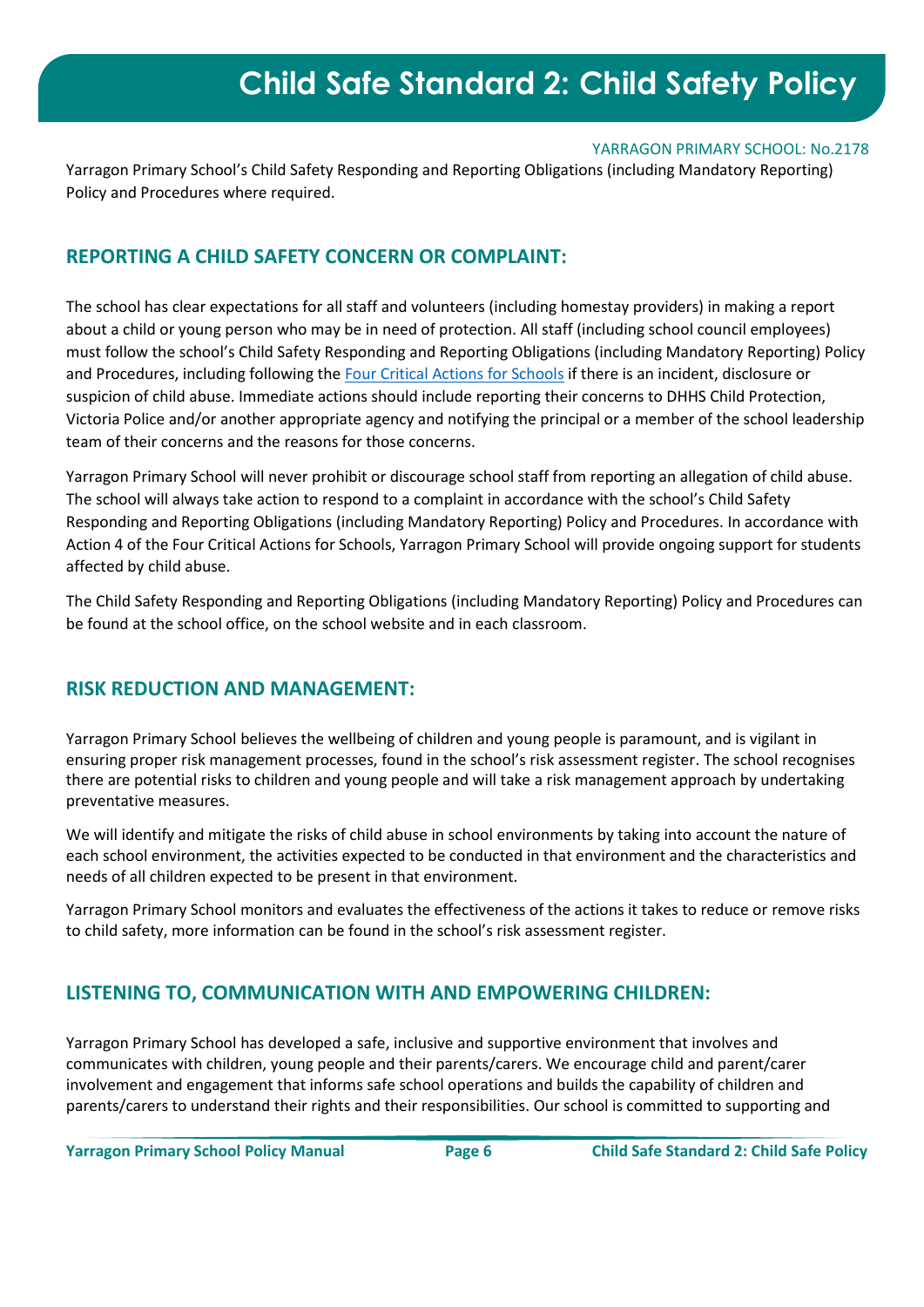Yarragon Primary School's Child Safety Responding and Reporting Obligations (including Mandatory Reporting) Policy and Procedures where required.

## REPORTING A CHILD SAFETY CONCERN OR COMPLAINT:

The school has clear expectations for all staff and volunteers (including homestay providers) in making a report about a child or young person who may be in need of protection. All staff (including school council employees) must follow the school's Child Safety Responding and Reporting Obligations (including Mandatory Reporting) Policy and Procedures, including following the Four Critical Actions for Schools if there is an incident, disclosure or suspicion of child abuse. Immediate actions should include reporting their concerns to DHHS Child Protection, Victoria Police and/or another appropriate agency and notifying the principal or a member of the school leadership team of their concerns and the reasons for those concerns.

Yarragon Primary School will never prohibit or discourage school staff from reporting an allegation of child abuse. The school will always take action to respond to a complaint in accordance with the school's Child Safety Responding and Reporting Obligations (including Mandatory Reporting) Policy and Procedures. In accordance with Action 4 of the Four Critical Actions for Schools, Yarragon Primary School will provide ongoing support for students affected by child abuse.

The Child Safety Responding and Reporting Obligations (including Mandatory Reporting) Policy and Procedures can be found at the school office, on the school website and in each classroom.

## RISK REDUCTION AND MANAGEMENT:

Yarragon Primary School believes the wellbeing of children and young people is paramount, and is vigilant in ensuring proper risk management processes, found in the school's risk assessment register. The school recognises there are potential risks to children and young people and will take a risk management approach by undertaking preventative measures.

We will identify and mitigate the risks of child abuse in school environments by taking into account the nature of each school environment, the activities expected to be conducted in that environment and the characteristics and needs of all children expected to be present in that environment.

Yarragon Primary School monitors and evaluates the effectiveness of the actions it takes to reduce or remove risks to child safety, more information can be found in the school's risk assessment register.

## LISTENING TO, COMMUNICATION WITH AND EMPOWERING CHILDREN:

Yarragon Primary School has developed a safe, inclusive and supportive environment that involves and communicates with children, young people and their parents/carers. We encourage child and parent/carer involvement and engagement that informs safe school operations and builds the capability of children and parents/carers to understand their rights and their responsibilities. Our school is committed to supporting and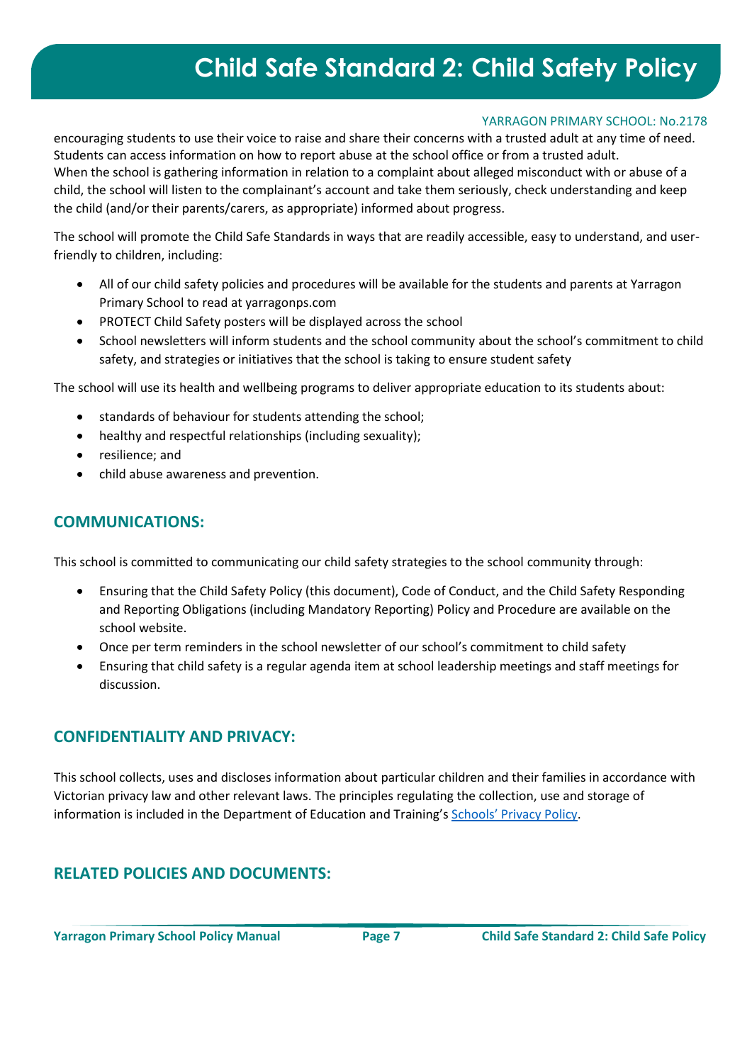encouraging students to use their voice to raise and share their concerns with a trusted adult at any time of need. Students can access information on how to report abuse at the school office or from a trusted adult.
When the school is gathering information in relation to a complaint about alleged misconduct with or abuse of a child, the school will listen to the complainant's account and take them seriously, check understanding and keep the child (and/or their parents/carers, as appropriate) informed about progress.

The school will promote the Child Safe Standards in ways that are readily accessible, easy to understand, and user-friendly to children, including:

- All of our child safety policies and procedures will be available for the students and parents at Yarragon Primary School to read at yarragonps.com
- PROTECT Child Safety posters will be displayed across the school
- School newsletters will inform students and the school community about the school's commitment to child safety, and strategies or initiatives that the school is taking to ensure student safety

The school will use its health and wellbeing programs to deliver appropriate education to its students about:

- standards of behaviour for students attending the school;
- healthy and respectful relationships (including sexuality);
- resilience; and
- child abuse awareness and prevention.

## COMMUNICATIONS:

This school is committed to communicating our child safety strategies to the school community through:

- Ensuring that the Child Safety Policy (this document), Code of Conduct, and the Child Safety Responding and Reporting Obligations (including Mandatory Reporting) Policy and Procedure are available on the school website.
- Once per term reminders in the school newsletter of our school's commitment to child safety
- Ensuring that child safety is a regular agenda item at school leadership meetings and staff meetings for discussion.

## CONFIDENTIALITY AND PRIVACY:

This school collects, uses and discloses information about particular children and their families in accordance with Victorian privacy law and other relevant laws. The principles regulating the collection, use and storage of information is included in the Department of Education and Training's Schools' Privacy Policy.

## RELATED POLICIES AND DOCUMENTS: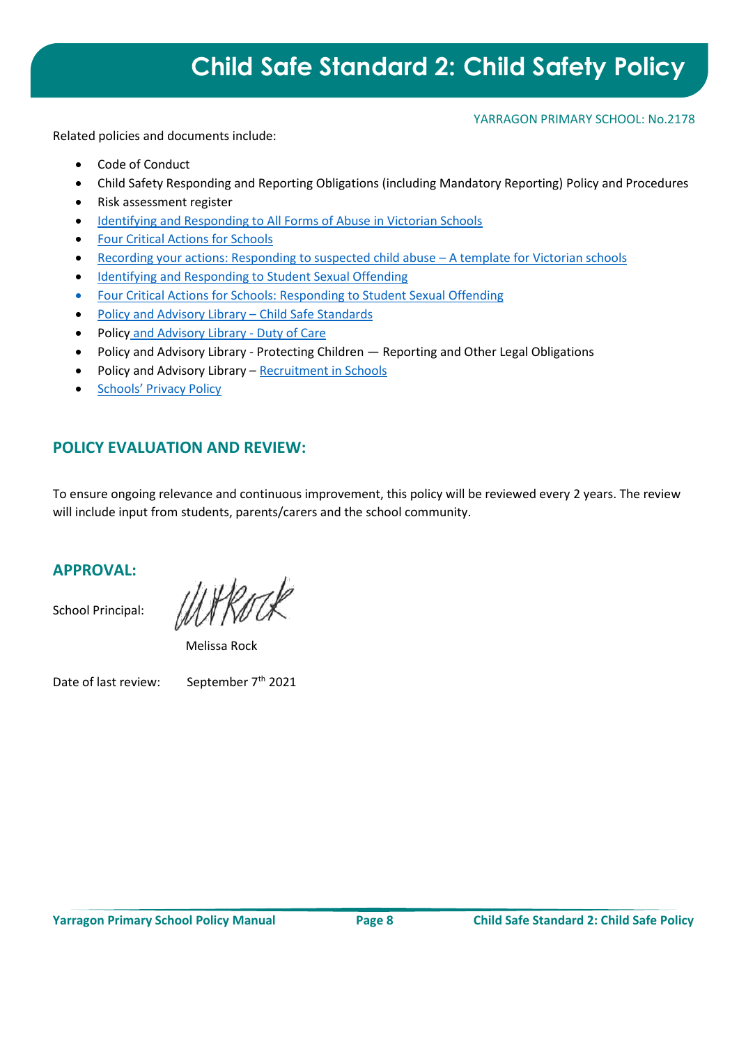# Child Safe Standard 2: Child Safety Policy

YARRAGON PRIMARY SCHOOL: No.2178

Related policies and documents include:

- Code of Conduct
- Child Safety Responding and Reporting Obligations (including Mandatory Reporting) Policy and Procedures
- Risk assessment register
- Identifying and Responding to All Forms of Abuse in Victorian Schools
- Four Critical Actions for Schools
- Recording your actions: Responding to suspected child abuse – A template for Victorian schools
- Identifying and Responding to Student Sexual Offending
- Four Critical Actions for Schools: Responding to Student Sexual Offending
- Policy and Advisory Library – Child Safe Standards
- Policy and Advisory Library - Duty of Care
- Policy and Advisory Library - Protecting Children — Reporting and Other Legal Obligations
- Policy and Advisory Library – Recruitment in Schools
- Schools' Privacy Policy

## POLICY EVALUATION AND REVIEW:

To ensure ongoing relevance and continuous improvement, this policy will be reviewed every 2 years. The review will include input from students, parents/carers and the school community.

## APPROVAL:

School Principal: Melissa Rock

Date of last review: September 7th 2021